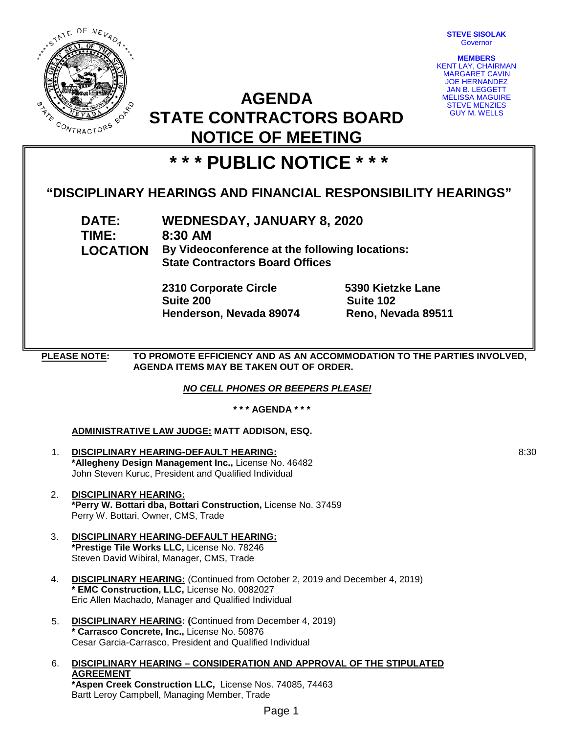**STEVE SISOLAK**
Governor

**MEMBERS**
KENT LAY, CHAIRMAN
MARGARET CAVIN
JOE HERNANDEZ
JAN B. LEGGETT
MELISSA MAGUIRE
STEVE MENZIES
GUY M. WELLS

# AGENDA
# STATE CONTRACTORS BOARD
# NOTICE OF MEETING

# * * * PUBLIC NOTICE * * *

## "DISCIPLINARY HEARINGS AND FINANCIAL RESPONSIBILITY HEARINGS"

**DATE:** **WEDNESDAY, JANUARY 8, 2020**
**TIME:** **8:30 AM**
**LOCATION** **By Videoconference at the following locations:**
**State Contractors Board Offices**

**2310 Corporate Circle**
**Suite 200**
**Henderson, Nevada 89074**

**5390 Kietzke Lane**
**Suite 102**
**Reno, Nevada 89511**

**PLEASE NOTE:** **TO PROMOTE EFFICIENCY AND AS AN ACCOMMODATION TO THE PARTIES INVOLVED, AGENDA ITEMS MAY BE TAKEN OUT OF ORDER.**

***NO CELL PHONES OR BEEPERS PLEASE!***

**\* \* \* AGENDA \* \* \***

**ADMINISTRATIVE LAW JUDGE: MATT ADDISON, ESQ.**

1. **DISCIPLINARY HEARING-DEFAULT HEARING:** 8:30
   **\*Allegheny Design Management Inc.,** License No. 46482
   John Steven Kuruc, President and Qualified Individual

2. **DISCIPLINARY HEARING:**
   **\*Perry W. Bottari dba, Bottari Construction,** License No. 37459
   Perry W. Bottari, Owner, CMS, Trade

3. **DISCIPLINARY HEARING-DEFAULT HEARING:**
   **\*Prestige Tile Works LLC,** License No. 78246
   Steven David Wibiral, Manager, CMS, Trade

4. **DISCIPLINARY HEARING:** (Continued from October 2, 2019 and December 4, 2019)
   **\* EMC Construction, LLC,** License No. 0082027
   Eric Allen Machado, Manager and Qualified Individual

5. **DISCIPLINARY HEARING: (**Continued from December 4, 2019)
   **\* Carrasco Concrete, Inc.,** License No. 50876
   Cesar Garcia-Carrasco, President and Qualified Individual

6. **DISCIPLINARY HEARING – CONSIDERATION AND APPROVAL OF THE STIPULATED AGREEMENT**
   **\*Aspen Creek Construction LLC,** License Nos. 74085, 74463
   Bartt Leroy Campbell, Managing Member, Trade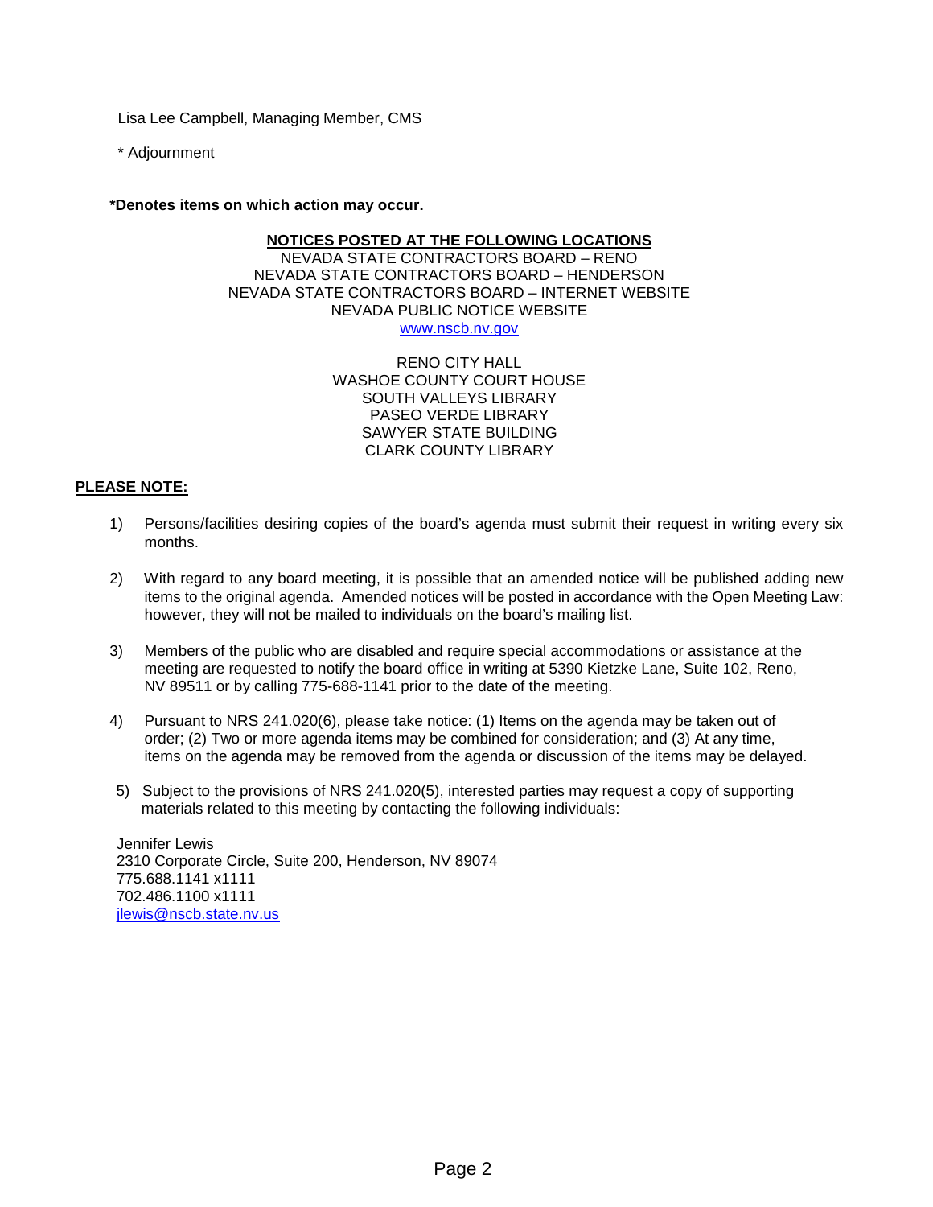Lisa Lee Campbell, Managing Member, CMS

* Adjournment

**\*Denotes items on which action may occur.**

**NOTICES POSTED AT THE FOLLOWING LOCATIONS**

NEVADA STATE CONTRACTORS BOARD – RENO
NEVADA STATE CONTRACTORS BOARD – HENDERSON
NEVADA STATE CONTRACTORS BOARD – INTERNET WEBSITE
NEVADA PUBLIC NOTICE WEBSITE
www.nscb.nv.gov

RENO CITY HALL
WASHOE COUNTY COURT HOUSE
SOUTH VALLEYS LIBRARY
PASEO VERDE LIBRARY
SAWYER STATE BUILDING
CLARK COUNTY LIBRARY

**PLEASE NOTE:**

1) Persons/facilities desiring copies of the board's agenda must submit their request in writing every six months.

2) With regard to any board meeting, it is possible that an amended notice will be published adding new items to the original agenda. Amended notices will be posted in accordance with the Open Meeting Law: however, they will not be mailed to individuals on the board's mailing list.

3) Members of the public who are disabled and require special accommodations or assistance at the meeting are requested to notify the board office in writing at 5390 Kietzke Lane, Suite 102, Reno, NV 89511 or by calling 775-688-1141 prior to the date of the meeting.

4) Pursuant to NRS 241.020(6), please take notice: (1) Items on the agenda may be taken out of order; (2) Two or more agenda items may be combined for consideration; and (3) At any time, items on the agenda may be removed from the agenda or discussion of the items may be delayed.

5) Subject to the provisions of NRS 241.020(5), interested parties may request a copy of supporting materials related to this meeting by contacting the following individuals:

Jennifer Lewis
2310 Corporate Circle, Suite 200, Henderson, NV 89074
775.688.1141 x1111
702.486.1100 x1111
jlewis@nscb.state.nv.us